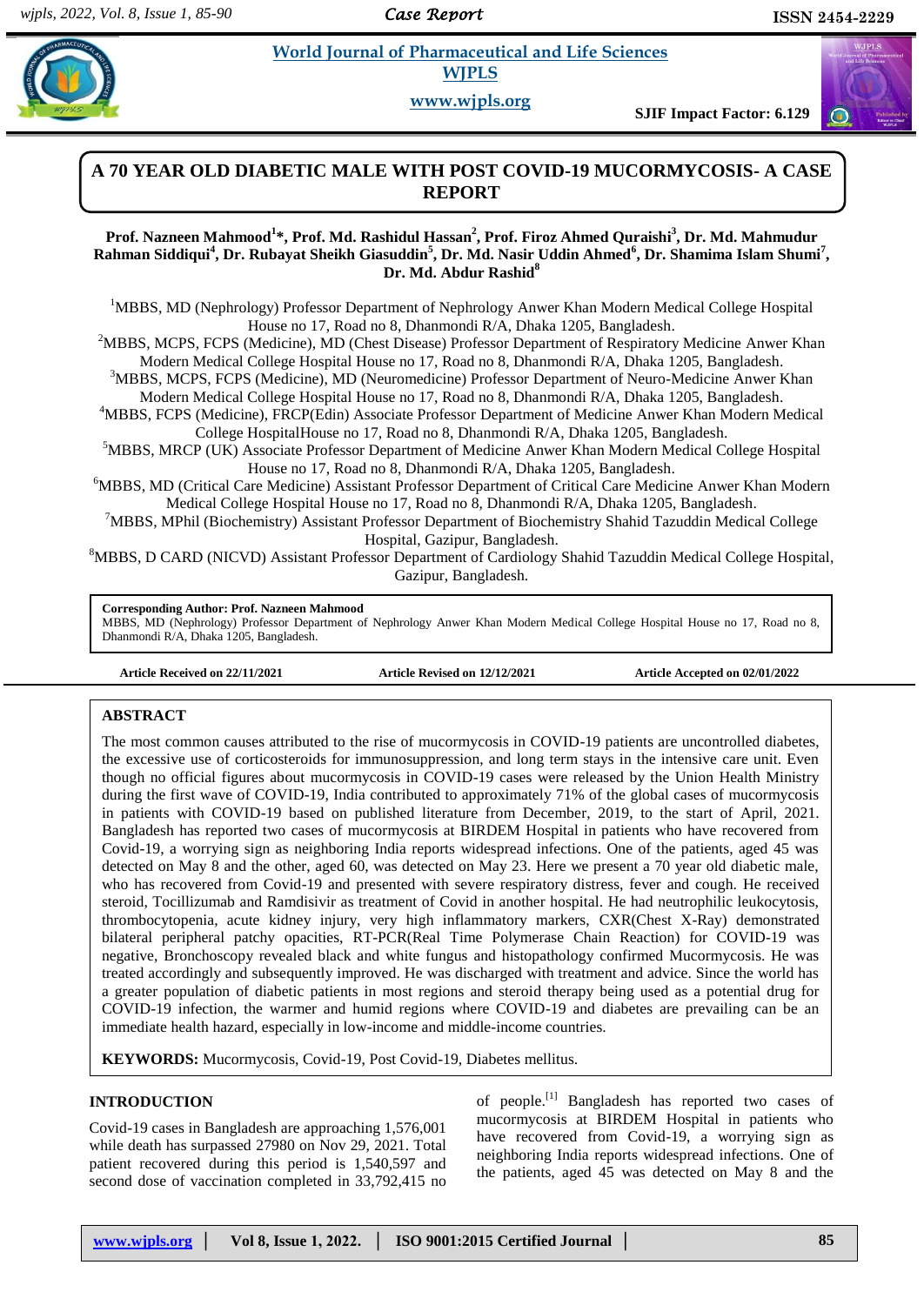# A 70 YEAR OLD DIABETIC MALE WITH POST COVID-19 MUCORMYCOSIS- A CASE REPORT

**Prof. Nazneen Mahmood[1]*, Prof. Md. Rashidul Hassan[2], Prof. Firoz Ahmed Quraishi[3], Dr. Md. Mahmudur Rahman Siddiqui[4], Dr. Rubayat Sheikh Giasuddin[5], Dr. Md. Nasir Uddin Ahmed[6], Dr. Shamima Islam Shumi[7], Dr. Md. Abdur Rashid[8]**

[1]MBBS, MD (Nephrology) Professor Department of Nephrology Anwer Khan Modern Medical College Hospital House no 17, Road no 8, Dhanmondi R/A, Dhaka 1205, Bangladesh.

[2]MBBS, MCPS, FCPS (Medicine), MD (Chest Disease) Professor Department of Respiratory Medicine Anwer Khan Modern Medical College Hospital House no 17, Road no 8, Dhanmondi R/A, Dhaka 1205, Bangladesh.

[3]MBBS, MCPS, FCPS (Medicine), MD (Neuromedicine) Professor Department of Neuro-Medicine Anwer Khan Modern Medical College Hospital House no 17, Road no 8, Dhanmondi R/A, Dhaka 1205, Bangladesh.

[4]MBBS, FCPS (Medicine), FRCP(Edin) Associate Professor Department of Medicine Anwer Khan Modern Medical College HospitalHouse no 17, Road no 8, Dhanmondi R/A, Dhaka 1205, Bangladesh.

[5]MBBS, MRCP (UK) Associate Professor Department of Medicine Anwer Khan Modern Medical College Hospital House no 17, Road no 8, Dhanmondi R/A, Dhaka 1205, Bangladesh.

[6]MBBS, MD (Critical Care Medicine) Assistant Professor Department of Critical Care Medicine Anwer Khan Modern Medical College Hospital House no 17, Road no 8, Dhanmondi R/A, Dhaka 1205, Bangladesh.

[7]MBBS, MPhil (Biochemistry) Assistant Professor Department of Biochemistry Shahid Tazuddin Medical College Hospital, Gazipur, Bangladesh.

[8]MBBS, D CARD (NICVD) Assistant Professor Department of Cardiology Shahid Tazuddin Medical College Hospital, Gazipur, Bangladesh.

**Corresponding Author: Prof. Nazneen Mahmood**
MBBS, MD (Nephrology) Professor Department of Nephrology Anwer Khan Modern Medical College Hospital House no 17, Road no 8, Dhanmondi R/A, Dhaka 1205, Bangladesh.

**Article Received on 22/11/2021** **Article Revised on 12/12/2021** **Article Accepted on 02/01/2022**

## ABSTRACT

The most common causes attributed to the rise of mucormycosis in COVID-19 patients are uncontrolled diabetes, the excessive use of corticosteroids for immunosuppression, and long term stays in the intensive care unit. Even though no official figures about mucormycosis in COVID-19 cases were released by the Union Health Ministry during the first wave of COVID-19, India contributed to approximately 71% of the global cases of mucormycosis in patients with COVID-19 based on published literature from December, 2019, to the start of April, 2021. Bangladesh has reported two cases of mucormycosis at BIRDEM Hospital in patients who have recovered from Covid-19, a worrying sign as neighboring India reports widespread infections. One of the patients, aged 45 was detected on May 8 and the other, aged 60, was detected on May 23. Here we present a 70 year old diabetic male, who has recovered from Covid-19 and presented with severe respiratory distress, fever and cough. He received steroid, Tocillizumab and Ramdisivir as treatment of Covid in another hospital. He had neutrophilic leukocytosis, thrombocytopenia, acute kidney injury, very high inflammatory markers, CXR(Chest X-Ray) demonstrated bilateral peripheral patchy opacities, RT-PCR(Real Time Polymerase Chain Reaction) for COVID-19 was negative, Bronchoscopy revealed black and white fungus and histopathology confirmed Mucormycosis. He was treated accordingly and subsequently improved. He was discharged with treatment and advice. Since the world has a greater population of diabetic patients in most regions and steroid therapy being used as a potential drug for COVID-19 infection, the warmer and humid regions where COVID-19 and diabetes are prevailing can be an immediate health hazard, especially in low-income and middle-income countries.

**KEYWORDS:** Mucormycosis, Covid-19, Post Covid-19, Diabetes mellitus.

## INTRODUCTION

Covid-19 cases in Bangladesh are approaching 1,576,001 while death has surpassed 27980 on Nov 29, 2021. Total patient recovered during this period is 1,540,597 and second dose of vaccination completed in 33,792,415 no of people.[1] Bangladesh has reported two cases of mucormycosis at BIRDEM Hospital in patients who have recovered from Covid-19, a worrying sign as neighboring India reports widespread infections. One of the patients, aged 45 was detected on May 8 and the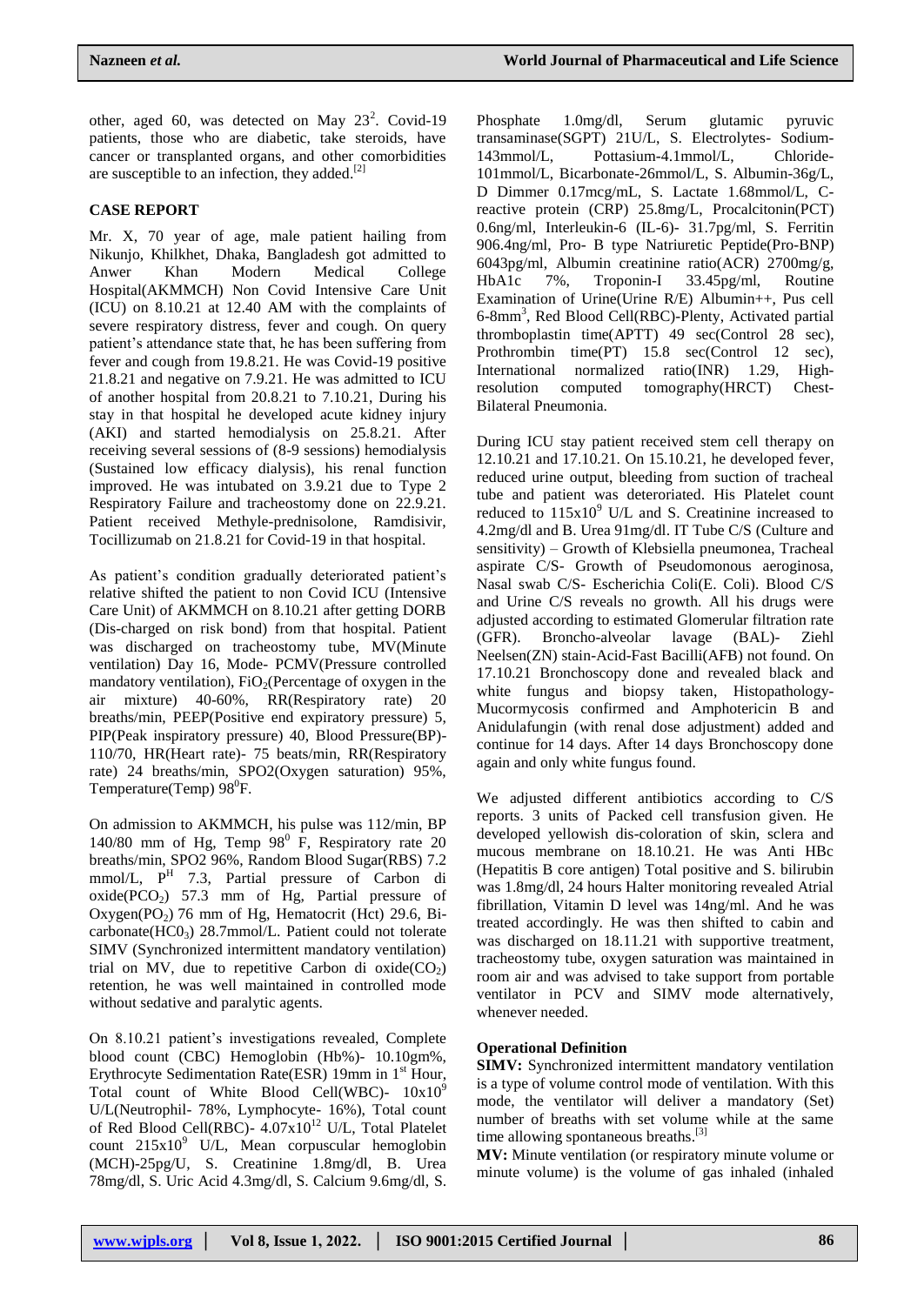other, aged 60, was detected on May 23[2]. Covid-19 patients, those who are diabetic, take steroids, have cancer or transplanted organs, and other comorbidities are susceptible to an infection, they added.[2]

## CASE REPORT

Mr. X, 70 year of age, male patient hailing from Nikunjo, Khilkhet, Dhaka, Bangladesh got admitted to Anwer Khan Modern Medical College Hospital(AKMMCH) Non Covid Intensive Care Unit (ICU) on 8.10.21 at 12.40 AM with the complaints of severe respiratory distress, fever and cough. On query patient's attendance state that, he has been suffering from fever and cough from 19.8.21. He was Covid-19 positive 21.8.21 and negative on 7.9.21. He was admitted to ICU of another hospital from 20.8.21 to 7.10.21, During his stay in that hospital he developed acute kidney injury (AKI) and started hemodialysis on 25.8.21. After receiving several sessions of (8-9 sessions) hemodialysis (Sustained low efficacy dialysis), his renal function improved. He was intubated on 3.9.21 due to Type 2 Respiratory Failure and tracheostomy done on 22.9.21. Patient received Methyle-prednisolone, Ramdisivir, Tocillizumab on 21.8.21 for Covid-19 in that hospital.

As patient's condition gradually deteriorated patient's relative shifted the patient to non Covid ICU (Intensive Care Unit) of AKMMCH on 8.10.21 after getting DORB (Dis-charged on risk bond) from that hospital. Patient was discharged on tracheostomy tube, MV(Minute ventilation) Day 16, Mode- PCMV(Pressure controlled mandatory ventilation), $FiO_2$(Percentage of oxygen in the air mixture) 40-60%, RR(Respiratory rate) 20 breaths/min, PEEP(Positive end expiratory pressure) 5, PIP(Peak inspiratory pressure) 40, Blood Pressure(BP)-110/70, HR(Heart rate)- 75 beats/min, RR(Respiratory rate) 24 breaths/min, SPO2(Oxygen saturation) 95%, Temperature(Temp) $98^0$F.

On admission to AKMMCH, his pulse was 112/min, BP 140/80 mm of Hg, Temp $98^0$ F, Respiratory rate 20 breaths/min, SPO2 96%, Random Blood Sugar(RBS) 7.2 mmol/L, $P^H$ 7.3, Partial pressure of Carbon di oxide($PCO_2$) 57.3 mm of Hg, Partial pressure of Oxygen($PO_2$) 76 mm of Hg, Hematocrit (Hct) 29.6, Bi-carbonate($HC0_3$) 28.7mmol/L. Patient could not tolerate SIMV (Synchronized intermittent mandatory ventilation) trial on MV, due to repetitive Carbon di oxide($CO_2$) retention, he was well maintained in controlled mode without sedative and paralytic agents.

On 8.10.21 patient's investigations revealed, Complete blood count (CBC) Hemoglobin (Hb%)- 10.10gm%, Erythrocyte Sedimentation Rate(ESR) 19mm in 1st Hour, Total count of White Blood Cell(WBC)- $10x10^9$ U/L(Neutrophil- 78%, Lymphocyte- 16%), Total count of Red Blood Cell(RBC)- $4.07x10^{12}$ U/L, Total Platelet count $215x10^9$ U/L, Mean corpuscular hemoglobin (MCH)-25pg/U, S. Creatinine 1.8mg/dl, B. Urea 78mg/dl, S. Uric Acid 4.3mg/dl, S. Calcium 9.6mg/dl, S. Phosphate 1.0mg/dl, Serum glutamic pyruvic transaminase(SGPT) 21U/L, S. Electrolytes- Sodium-143mmol/L, Pottasium-4.1mmol/L, Chloride-101mmol/L, Bicarbonate-26mmol/L, S. Albumin-36g/L, D Dimmer 0.17mcg/mL, S. Lactate 1.68mmol/L, C-reactive protein (CRP) 25.8mg/L, Procalcitonin(PCT) 0.6ng/ml, Interleukin-6 (IL-6)- 31.7pg/ml, S. Ferritin 906.4ng/ml, Pro- B type Natriuretic Peptide(Pro-BNP) 6043pg/ml, Albumin creatinine ratio(ACR) 2700mg/g, HbA1c 7%, Troponin-I 33.45pg/ml, Routine Examination of Urine(Urine R/E) Albumin++, Pus cell 6-8mm$^3$, Red Blood Cell(RBC)-Plenty, Activated partial thromboplastin time(APTT) 49 sec(Control 28 sec), Prothrombin time(PT) 15.8 sec(Control 12 sec), International normalized ratio(INR) 1.29, High-resolution computed tomography(HRCT) Chest-Bilateral Pneumonia.

During ICU stay patient received stem cell therapy on 12.10.21 and 17.10.21. On 15.10.21, he developed fever, reduced urine output, bleeding from suction of tracheal tube and patient was deteroriated. His Platelet count reduced to $115x10^9$ U/L and S. Creatinine increased to 4.2mg/dl and B. Urea 91mg/dl. IT Tube C/S (Culture and sensitivity) – Growth of Klebsiella pneumonea, Tracheal aspirate C/S- Growth of Pseudomonous aeroginosa, Nasal swab C/S- Escherichia Coli(E. Coli). Blood C/S and Urine C/S reveals no growth. All his drugs were adjusted according to estimated Glomerular filtration rate (GFR). Broncho-alveolar lavage (BAL)- Ziehl Neelsen(ZN) stain-Acid-Fast Bacilli(AFB) not found. On 17.10.21 Bronchoscopy done and revealed black and white fungus and biopsy taken, Histopathology-Mucormycosis confirmed and Amphotericin B and Anidulafungin (with renal dose adjustment) added and continue for 14 days. After 14 days Bronchoscopy done again and only white fungus found.

We adjusted different antibiotics according to C/S reports. 3 units of Packed cell transfusion given. He developed yellowish dis-coloration of skin, sclera and mucous membrane on 18.10.21. He was Anti HBc (Hepatitis B core antigen) Total positive and S. bilirubin was 1.8mg/dl, 24 hours Halter monitoring revealed Atrial fibrillation, Vitamin D level was 14ng/ml. And he was treated accordingly. He was then shifted to cabin and was discharged on 18.11.21 with supportive treatment, tracheostomy tube, oxygen saturation was maintained in room air and was advised to take support from portable ventilator in PCV and SIMV mode alternatively, whenever needed.

### Operational Definition

**SIMV:** Synchronized intermittent mandatory ventilation is a type of volume control mode of ventilation. With this mode, the ventilator will deliver a mandatory (Set) number of breaths with set volume while at the same time allowing spontaneous breaths.[3]

**MV:** Minute ventilation (or respiratory minute volume or minute volume) is the volume of gas inhaled (inhaled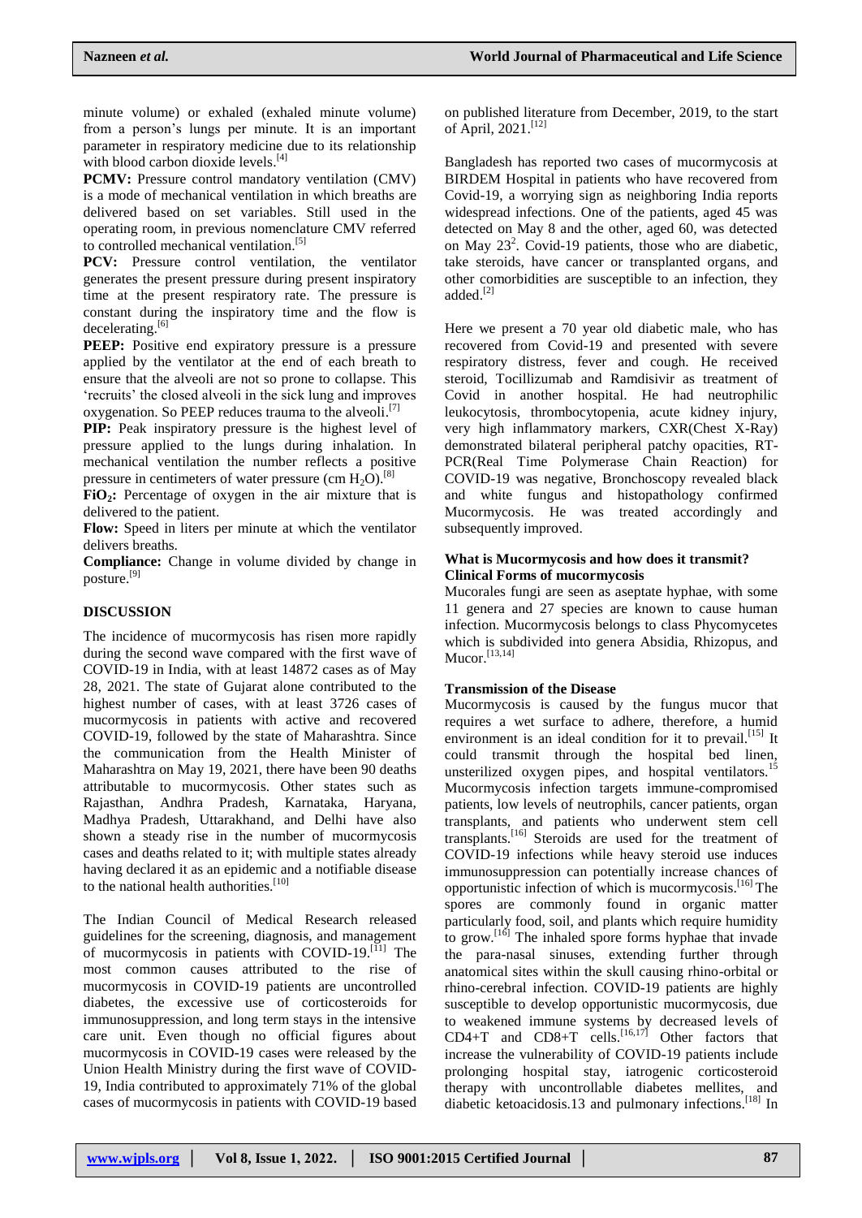minute volume) or exhaled (exhaled minute volume) from a person's lungs per minute. It is an important parameter in respiratory medicine due to its relationship with blood carbon dioxide levels.[4]

**PCMV:** Pressure control mandatory ventilation (CMV) is a mode of mechanical ventilation in which breaths are delivered based on set variables. Still used in the operating room, in previous nomenclature CMV referred to controlled mechanical ventilation.[5]

**PCV:** Pressure control ventilation, the ventilator generates the present pressure during present inspiratory time at the present respiratory rate. The pressure is constant during the inspiratory time and the flow is decelerating.[6]

**PEEP:** Positive end expiratory pressure is a pressure applied by the ventilator at the end of each breath to ensure that the alveoli are not so prone to collapse. This 'recruits' the closed alveoli in the sick lung and improves oxygenation. So PEEP reduces trauma to the alveoli.[7]

**PIP:** Peak inspiratory pressure is the highest level of pressure applied to the lungs during inhalation. In mechanical ventilation the number reflects a positive pressure in centimeters of water pressure (cm $H_2O$).[8]

**$FiO_2$:** Percentage of oxygen in the air mixture that is delivered to the patient.

**Flow:** Speed in liters per minute at which the ventilator delivers breaths.

**Compliance:** Change in volume divided by change in posture.[9]

## DISCUSSION

The incidence of mucormycosis has risen more rapidly during the second wave compared with the first wave of COVID-19 in India, with at least 14872 cases as of May 28, 2021. The state of Gujarat alone contributed to the highest number of cases, with at least 3726 cases of mucormycosis in patients with active and recovered COVID-19, followed by the state of Maharashtra. Since the communication from the Health Minister of Maharashtra on May 19, 2021, there have been 90 deaths attributable to mucormycosis. Other states such as Rajasthan, Andhra Pradesh, Karnataka, Haryana, Madhya Pradesh, Uttarakhand, and Delhi have also shown a steady rise in the number of mucormycosis cases and deaths related to it; with multiple states already having declared it as an epidemic and a notifiable disease to the national health authorities.[10]

The Indian Council of Medical Research released guidelines for the screening, diagnosis, and management of mucormycosis in patients with COVID-19.[11] The most common causes attributed to the rise of mucormycosis in COVID-19 patients are uncontrolled diabetes, the excessive use of corticosteroids for immunosuppression, and long term stays in the intensive care unit. Even though no official figures about mucormycosis in COVID-19 cases were released by the Union Health Ministry during the first wave of COVID-19, India contributed to approximately 71% of the global cases of mucormycosis in patients with COVID-19 based on published literature from December, 2019, to the start of April, 2021.[12]

Bangladesh has reported two cases of mucormycosis at BIRDEM Hospital in patients who have recovered from Covid-19, a worrying sign as neighboring India reports widespread infections. One of the patients, aged 45 was detected on May 8 and the other, aged 60, was detected on May 23[2]. Covid-19 patients, those who are diabetic, take steroids, have cancer or transplanted organs, and other comorbidities are susceptible to an infection, they added.[2]

Here we present a 70 year old diabetic male, who has recovered from Covid-19 and presented with severe respiratory distress, fever and cough. He received steroid, Tocillizumab and Ramdisivir as treatment of Covid in another hospital. He had neutrophilic leukocytosis, thrombocytopenia, acute kidney injury, very high inflammatory markers, CXR(Chest X-Ray) demonstrated bilateral peripheral patchy opacities, RT-PCR(Real Time Polymerase Chain Reaction) for COVID-19 was negative, Bronchoscopy revealed black and white fungus and histopathology confirmed Mucormycosis. He was treated accordingly and subsequently improved.

### What is Mucormycosis and how does it transmit?

### Clinical Forms of mucormycosis

Mucorales fungi are seen as aseptate hyphae, with some 11 genera and 27 species are known to cause human infection. Mucormycosis belongs to class Phycomycetes which is subdivided into genera Absidia, Rhizopus, and Mucor.[13,14]

### Transmission of the Disease

Mucormycosis is caused by the fungus mucor that requires a wet surface to adhere, therefore, a humid environment is an ideal condition for it to prevail.[15] It could transmit through the hospital bed linen, unsterilized oxygen pipes, and hospital ventilators.[15] Mucormycosis infection targets immune-compromised patients, low levels of neutrophils, cancer patients, organ transplants, and patients who underwent stem cell transplants.[16] Steroids are used for the treatment of COVID-19 infections while heavy steroid use induces immunosuppression can potentially increase chances of opportunistic infection of which is mucormycosis.[16] The spores are commonly found in organic matter particularly food, soil, and plants which require humidity to grow.[16] The inhaled spore forms hyphae that invade the para-nasal sinuses, extending further through anatomical sites within the skull causing rhino-orbital or rhino-cerebral infection. COVID-19 patients are highly susceptible to develop opportunistic mucormycosis, due to weakened immune systems by decreased levels of CD4+T and CD8+T cells.[16,17] Other factors that increase the vulnerability of COVID-19 patients include prolonging hospital stay, iatrogenic corticosteroid therapy with uncontrollable diabetes mellites, and diabetic ketoacidosis.13 and pulmonary infections.[18] In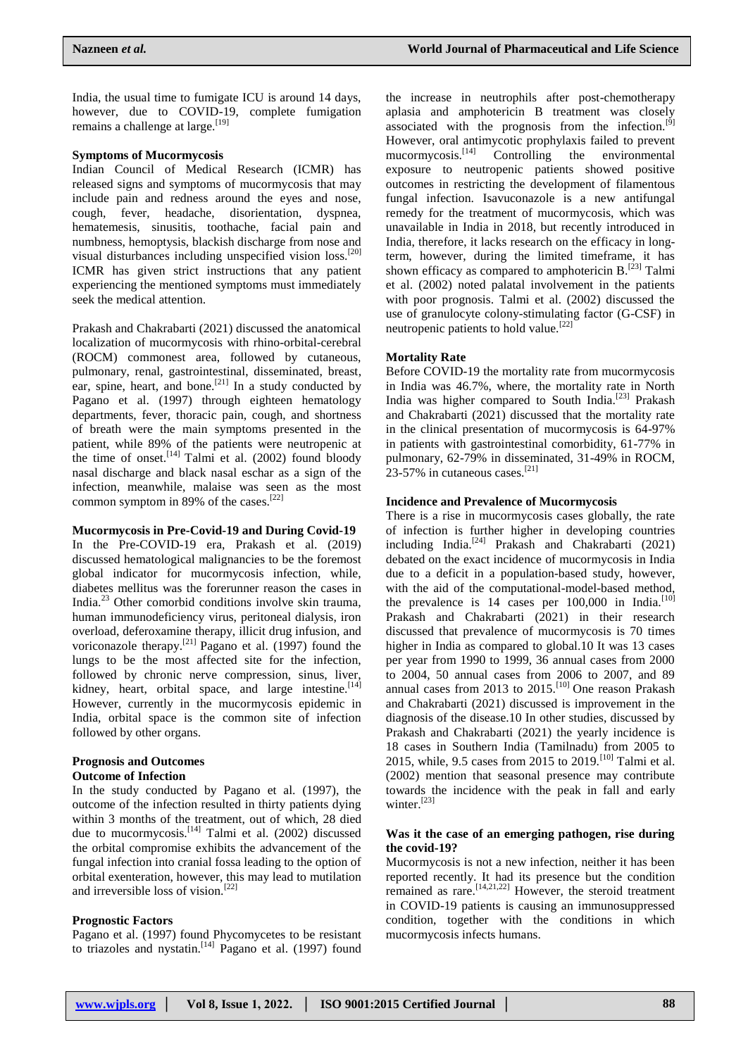India, the usual time to fumigate ICU is around 14 days, however, due to COVID-19, complete fumigation remains a challenge at large.[19]

### Symptoms of Mucormycosis

Indian Council of Medical Research (ICMR) has released signs and symptoms of mucormycosis that may include pain and redness around the eyes and nose, cough, fever, headache, disorientation, dyspnea, hematemesis, sinusitis, toothache, facial pain and numbness, hemoptysis, blackish discharge from nose and visual disturbances including unspecified vision loss.[20] ICMR has given strict instructions that any patient experiencing the mentioned symptoms must immediately seek the medical attention.

Prakash and Chakrabarti (2021) discussed the anatomical localization of mucormycosis with rhino-orbital-cerebral (ROCM) commonest area, followed by cutaneous, pulmonary, renal, gastrointestinal, disseminated, breast, ear, spine, heart, and bone.[21] In a study conducted by Pagano et al. (1997) through eighteen hematology departments, fever, thoracic pain, cough, and shortness of breath were the main symptoms presented in the patient, while 89% of the patients were neutropenic at the time of onset.[14] Talmi et al. (2002) found bloody nasal discharge and black nasal eschar as a sign of the infection, meanwhile, malaise was seen as the most common symptom in 89% of the cases.[22]

### Mucormycosis in Pre-Covid-19 and During Covid-19

In the Pre-COVID-19 era, Prakash et al. (2019) discussed hematological malignancies to be the foremost global indicator for mucormycosis infection, while, diabetes mellitus was the forerunner reason the cases in India.[23] Other comorbid conditions involve skin trauma, human immunodeficiency virus, peritoneal dialysis, iron overload, deferoxamine therapy, illicit drug infusion, and voriconazole therapy.[21] Pagano et al. (1997) found the lungs to be the most affected site for the infection, followed by chronic nerve compression, sinus, liver, kidney, heart, orbital space, and large intestine.[14] However, currently in the mucormycosis epidemic in India, orbital space is the common site of infection followed by other organs.

### Prognosis and Outcomes

#### Outcome of Infection

In the study conducted by Pagano et al. (1997), the outcome of the infection resulted in thirty patients dying within 3 months of the treatment, out of which, 28 died due to mucormycosis.[14] Talmi et al. (2002) discussed the orbital compromise exhibits the advancement of the fungal infection into cranial fossa leading to the option of orbital exenteration, however, this may lead to mutilation and irreversible loss of vision.[22]

### Prognostic Factors

Pagano et al. (1997) found Phycomycetes to be resistant to triazoles and nystatin.[14] Pagano et al. (1997) found the increase in neutrophils after post-chemotherapy aplasia and amphotericin B treatment was closely associated with the prognosis from the infection.[9] However, oral antimycotic prophylaxis failed to prevent mucormycosis.[14] Controlling the environmental exposure to neutropenic patients showed positive outcomes in restricting the development of filamentous fungal infection. Isavuconazole is a new antifungal remedy for the treatment of mucormycosis, which was unavailable in India in 2018, but recently introduced in India, therefore, it lacks research on the efficacy in long-term, however, during the limited timeframe, it has shown efficacy as compared to amphotericin B.[23] Talmi et al. (2002) noted palatal involvement in the patients with poor prognosis. Talmi et al. (2002) discussed the use of granulocyte colony-stimulating factor (G-CSF) in neutropenic patients to hold value.[22]

### Mortality Rate

Before COVID-19 the mortality rate from mucormycosis in India was 46.7%, where, the mortality rate in North India was higher compared to South India.[23] Prakash and Chakrabarti (2021) discussed that the mortality rate in the clinical presentation of mucormycosis is 64-97% in patients with gastrointestinal comorbidity, 61-77% in pulmonary, 62-79% in disseminated, 31-49% in ROCM, 23-57% in cutaneous cases.[21]

### Incidence and Prevalence of Mucormycosis

There is a rise in mucormycosis cases globally, the rate of infection is further higher in developing countries including India.[24] Prakash and Chakrabarti (2021) debated on the exact incidence of mucormycosis in India due to a deficit in a population-based study, however, with the aid of the computational-model-based method, the prevalence is 14 cases per 100,000 in India.[10] Prakash and Chakrabarti (2021) in their research discussed that prevalence of mucormycosis is 70 times higher in India as compared to global.10 It was 13 cases per year from 1990 to 1999, 36 annual cases from 2000 to 2004, 50 annual cases from 2006 to 2007, and 89 annual cases from 2013 to 2015.[10] One reason Prakash and Chakrabarti (2021) discussed is improvement in the diagnosis of the disease.10 In other studies, discussed by Prakash and Chakrabarti (2021) the yearly incidence is 18 cases in Southern India (Tamilnadu) from 2005 to 2015, while, 9.5 cases from 2015 to 2019.[10] Talmi et al. (2002) mention that seasonal presence may contribute towards the incidence with the peak in fall and early winter.[23]

### Was it the case of an emerging pathogen, rise during the covid-19?

Mucormycosis is not a new infection, neither it has been reported recently. It had its presence but the condition remained as rare.[14,21,22] However, the steroid treatment in COVID-19 patients is causing an immunosuppressed condition, together with the conditions in which mucormycosis infects humans.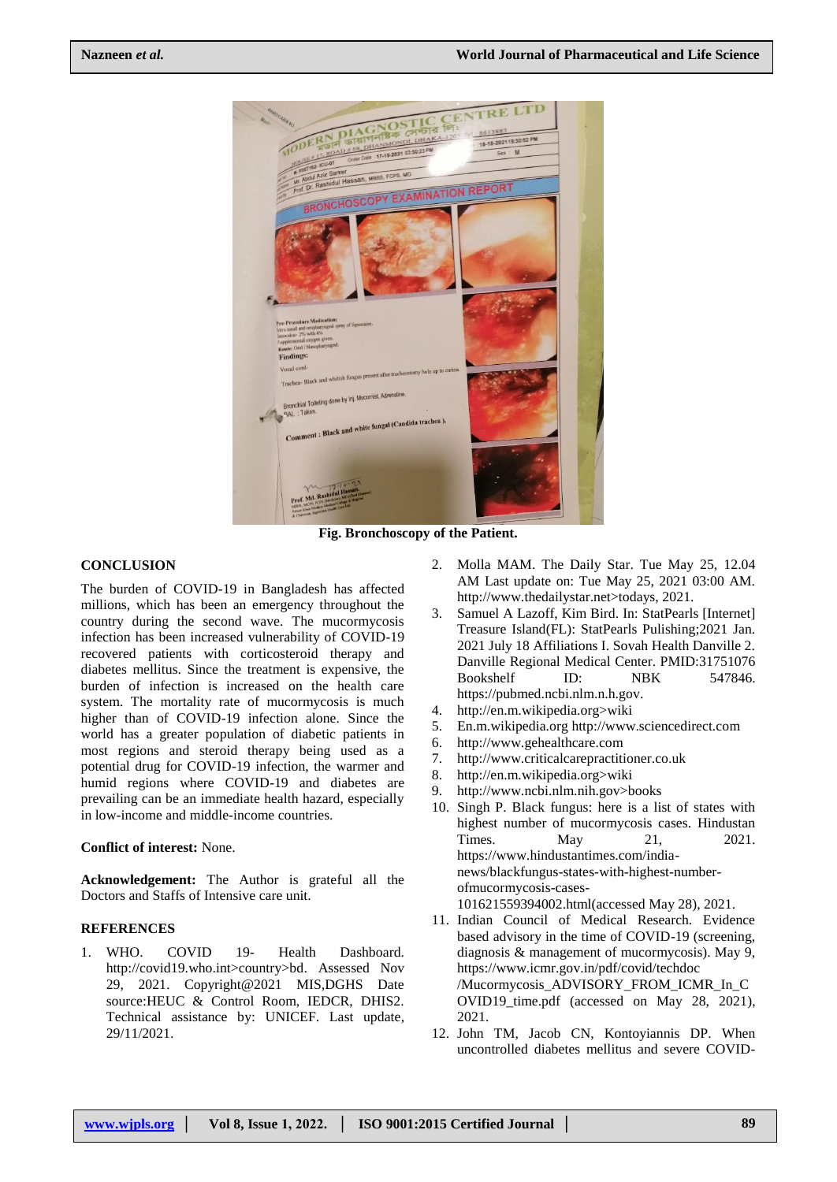Fig. Bronchoscopy of the Patient.

## CONCLUSION

The burden of COVID-19 in Bangladesh has affected millions, which has been an emergency throughout the country during the second wave. The mucormycosis infection has been increased vulnerability of COVID-19 recovered patients with corticosteroid therapy and diabetes mellitus. Since the treatment is expensive, the burden of infection is increased on the health care system. The mortality rate of mucormycosis is much higher than of COVID-19 infection alone. Since the world has a greater population of diabetic patients in most regions and steroid therapy being used as a potential drug for COVID-19 infection, the warmer and humid regions where COVID-19 and diabetes are prevailing can be an immediate health hazard, especially in low-income and middle-income countries.

**Conflict of interest:** None.

**Acknowledgement:** The Author is grateful all the Doctors and Staffs of Intensive care unit.

## REFERENCES

1. WHO. COVID 19- Health Dashboard. http://covid19.who.int>country>bd. Assessed Nov 29, 2021. Copyright@2021 MIS,DGHS Date source:HEUC & Control Room, IEDCR, DHIS2. Technical assistance by: UNICEF. Last update, 29/11/2021.
2. Molla MAM. The Daily Star. Tue May 25, 12.04 AM Last update on: Tue May 25, 2021 03:00 AM. http://www.thedailystar.net>todays, 2021.
3. Samuel A Lazoff, Kim Bird. In: StatPearls [Internet] Treasure Island(FL): StatPearls Pulishing;2021 Jan. 2021 July 18 Affiliations I. Sovah Health Danville 2. Danville Regional Medical Center. PMID:31751076 Bookshelf ID: NBK 547846. https://pubmed.ncbi.nlm.n.h.gov.
4. http://en.m.wikipedia.org>wiki
5. En.m.wikipedia.org http://www.sciencedirect.com
6. http://www.gehealthcare.com
7. http://www.criticalcarepractitioner.co.uk
8. http://en.m.wikipedia.org>wiki
9. http://www.ncbi.nlm.nih.gov>books
10. Singh P. Black fungus: here is a list of states with highest number of mucormycosis cases. Hindustan Times. May 21, 2021. https://www.hindustantimes.com/india-news/blackfungus-states-with-highest-number-ofmucormycosis-cases-101621559394002.html(accessed May 28), 2021.
11. Indian Council of Medical Research. Evidence based advisory in the time of COVID-19 (screening, diagnosis & management of mucormycosis). May 9, https://www.icmr.gov.in/pdf/covid/techdoc /Mucormycosis_ADVISORY_FROM_ICMR_In_COVID19_time.pdf (accessed on May 28, 2021), 2021.
12. John TM, Jacob CN, Kontoyiannis DP. When uncontrolled diabetes mellitus and severe COVID-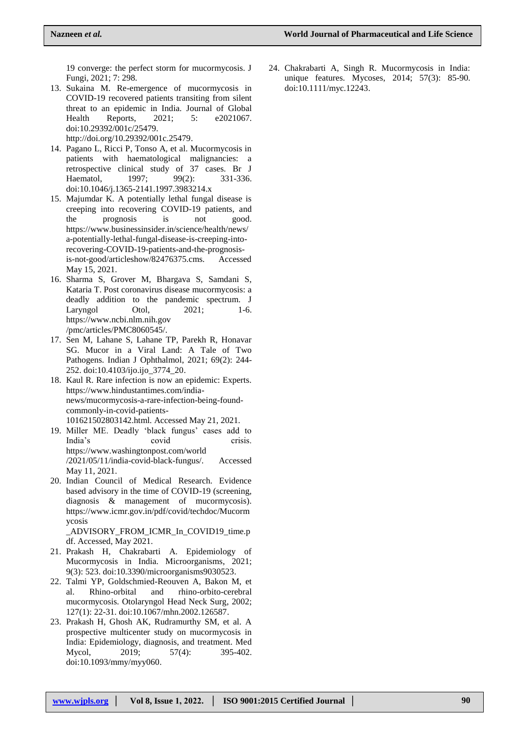19 converge: the perfect storm for mucormycosis. J Fungi, 2021; 7: 298.

13. Sukaina M. Re-emergence of mucormycosis in COVID-19 recovered patients transiting from silent threat to an epidemic in India. Journal of Global Health Reports, 2021; 5: e2021067. doi:10.29392/001c/25479. http://doi.org/10.29392/001c.25479.
14. Pagano L, Ricci P, Tonso A, et al. Mucormycosis in patients with haematological malignancies: a retrospective clinical study of 37 cases. Br J Haematol, 1997; 99(2): 331-336. doi:10.1046/j.1365-2141.1997.3983214.x
15. Majumdar K. A potentially lethal fungal disease is creeping into recovering COVID-19 patients, and the prognosis is not good. https://www.businessinsider.in/science/health/news/a-potentially-lethal-fungal-disease-is-creeping-into-recovering-COVID-19-patients-and-the-prognosis-is-not-good/articleshow/82476375.cms. Accessed May 15, 2021.
16. Sharma S, Grover M, Bhargava S, Samdani S, Kataria T. Post coronavirus disease mucormycosis: a deadly addition to the pandemic spectrum. J Laryngol Otol, 2021; 1-6. https://www.ncbi.nlm.nih.gov /pmc/articles/PMC8060545/.
17. Sen M, Lahane S, Lahane TP, Parekh R, Honavar SG. Mucor in a Viral Land: A Tale of Two Pathogens. Indian J Ophthalmol, 2021; 69(2): 244-252. doi:10.4103/ijo.ijo_3774_20.
18. Kaul R. Rare infection is now an epidemic: Experts. https://www.hindustantimes.com/india-news/mucormycosis-a-rare-infection-being-found-commonly-in-covid-patients-101621502803142.html. Accessed May 21, 2021.
19. Miller ME. Deadly 'black fungus' cases add to India's covid crisis. https://www.washingtonpost.com/world /2021/05/11/india-covid-black-fungus/. Accessed May 11, 2021.
20. Indian Council of Medical Research. Evidence based advisory in the time of COVID-19 (screening, diagnosis & management of mucormycosis). https://www.icmr.gov.in/pdf/covid/techdoc/Mucormycosis _ADVISORY_FROM_ICMR_In_COVID19_time.pdf. Accessed, May 2021.
21. Prakash H, Chakrabarti A. Epidemiology of Mucormycosis in India. Microorganisms, 2021; 9(3): 523. doi:10.3390/microorganisms9030523.
22. Talmi YP, Goldschmied-Reouven A, Bakon M, et al. Rhino-orbital and rhino-orbito-cerebral mucormycosis. Otolaryngol Head Neck Surg, 2002; 127(1): 22-31. doi:10.1067/mhn.2002.126587.
23. Prakash H, Ghosh AK, Rudramurthy SM, et al. A prospective multicenter study on mucormycosis in India: Epidemiology, diagnosis, and treatment. Med Mycol, 2019; 57(4): 395-402. doi:10.1093/mmy/myy060.
24. Chakrabarti A, Singh R. Mucormycosis in India: unique features. Mycoses, 2014; 57(3): 85-90. doi:10.1111/myc.12243.